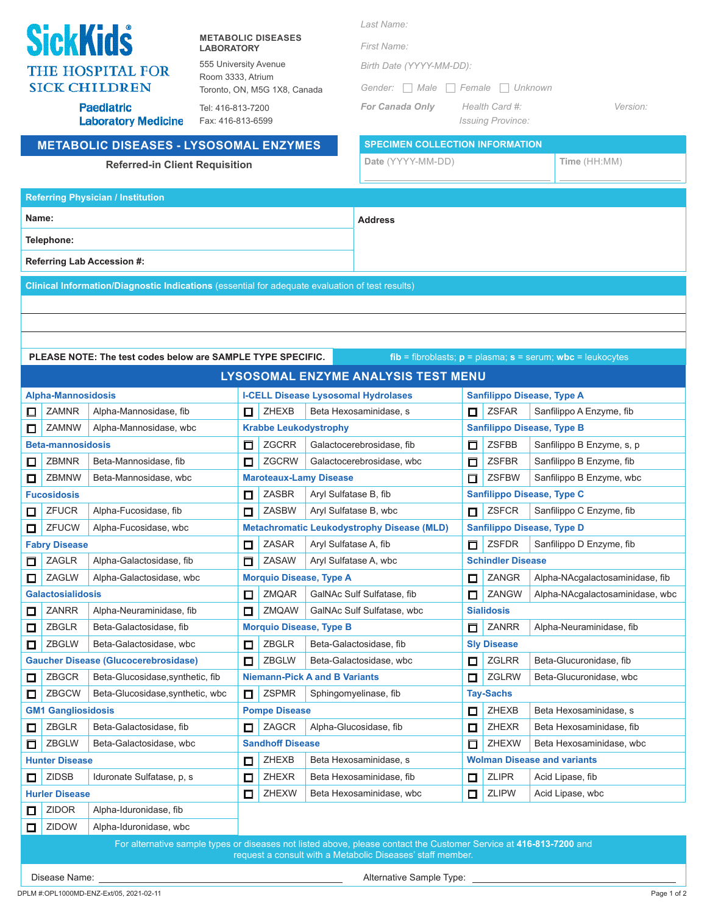**SickKids**
THE HOSPITAL FOR SICK CHILDREN
**Paediatric Laboratory Medicine**

**METABOLIC DISEASES LABORATORY**
555 University Avenue
Room 3333, Atrium
Toronto, ON, M5G 1X8, Canada
Tel: 416-813-7200
Fax: 416-813-6599

*Last Name:*

*First Name:*

*Birth Date (YYYY-MM-DD):*

*Gender:* ☐ Male ☐ Female ☐ Unknown

**For Canada Only** Health Card #: Version:
Issuing Province:

## METABOLIC DISEASES - LYSOSOMAL ENZYMES

**Referred-in Client Requisition**

**SPECIMEN COLLECTION INFORMATION**

| Date (YYYY-MM-DD) | Time (HH:MM) |
|---|---|
| | |

**Referring Physician / Institution**

| | |
|---|---|
| **Name:** | **Address** |
| **Telephone:** | |
| **Referring Lab Accession #:** | |

**Clinical Information/Diagnostic Indications** (essential for adequate evaluation of test results)

**PLEASE NOTE: The test codes below are SAMPLE TYPE SPECIFIC.** **fib** = fibroblasts; **p** = plasma; **s** = serum; **wbc** = leukocytes

## LYSOSOMAL ENZYME ANALYSIS TEST MENU

**Alpha-Mannosidosis**

| | Code | Test |
|---|---|---|
| ☐ | ZAMNR | Alpha-Mannosidase, fib |
| ☐ | ZAMNW | Alpha-Mannosidase, wbc |

**Beta-mannosidosis**

| | Code | Test |
|---|---|---|
| ☐ | ZBMNR | Beta-Mannosidase, fib |
| ☐ | ZBMNW | Beta-Mannosidase, wbc |

**Fucosidosis**

| | Code | Test |
|---|---|---|
| ☐ | ZFUCR | Alpha-Fucosidase, fib |
| ☐ | ZFUCW | Alpha-Fucosidase, wbc |

**Fabry Disease**

| | Code | Test |
|---|---|---|
| ☐ | ZAGLR | Alpha-Galactosidase, fib |
| ☐ | ZAGLW | Alpha-Galactosidase, wbc |

**Galactosialidosis**

| | Code | Test |
|---|---|---|
| ☐ | ZANRR | Alpha-Neuraminidase, fib |
| ☐ | ZBGLR | Beta-Galactosidase, fib |
| ☐ | ZBGLW | Beta-Galactosidase, wbc |

**Gaucher Disease (Glucocerebrosidase)**

| | Code | Test |
|---|---|---|
| ☐ | ZBGCR | Beta-Glucosidase,synthetic, fib |
| ☐ | ZBGCW | Beta-Glucosidase,synthetic, wbc |

**GM1 Gangliosidosis**

| | Code | Test |
|---|---|---|
| ☐ | ZBGLR | Beta-Galactosidase, fib |
| ☐ | ZBGLW | Beta-Galactosidase, wbc |

**Hunter Disease**

| | Code | Test |
|---|---|---|
| ☐ | ZIDSB | Iduronate Sulfatase, p, s |

**Hurler Disease**

| | Code | Test |
|---|---|---|
| ☐ | ZIDOR | Alpha-Iduronidase, fib |
| ☐ | ZIDOW | Alpha-Iduronidase, wbc |

**I-CELL Disease Lysosomal Hydrolases**

| | Code | Test |
|---|---|---|
| ☐ | ZHEXB | Beta Hexosaminidase, s |

**Krabbe Leukodystrophy**

| | Code | Test |
|---|---|---|
| ☐ | ZGCRR | Galactocerebrosidase, fib |
| ☐ | ZGCRW | Galactocerebrosidase, wbc |

**Maroteaux-Lamy Disease**

| | Code | Test |
|---|---|---|
| ☐ | ZASBR | Aryl Sulfatase B, fib |
| ☐ | ZASBW | Aryl Sulfatase B, wbc |

**Metachromatic Leukodystrophy Disease (MLD)**

| | Code | Test |
|---|---|---|
| ☐ | ZASAR | Aryl Sulfatase A, fib |
| ☐ | ZASAW | Aryl Sulfatase A, wbc |

**Morquio Disease, Type A**

| | Code | Test |
|---|---|---|
| ☐ | ZMQAR | GalNAc Sulf Sulfatase, fib |
| ☐ | ZMQAW | GalNAc Sulf Sulfatase, wbc |

**Morquio Disease, Type B**

| | Code | Test |
|---|---|---|
| ☐ | ZBGLR | Beta-Galactosidase, fib |
| ☐ | ZBGLW | Beta-Galactosidase, wbc |

**Niemann-Pick A and B Variants**

| | Code | Test |
|---|---|---|
| ☐ | ZSPMR | Sphingomyelinase, fib |

**Pompe Disease**

| | Code | Test |
|---|---|---|
| ☐ | ZAGCR | Alpha-Glucosidase, fib |

**Sandhoff Disease**

| | Code | Test |
|---|---|---|
| ☐ | ZHEXB | Beta Hexosaminidase, s |
| ☐ | ZHEXR | Beta Hexosaminidase, fib |
| ☐ | ZHEXW | Beta Hexosaminidase, wbc |

**Sanfilippo Disease, Type A**

| | Code | Test |
|---|---|---|
| ☐ | ZSFAR | Sanfilippo A Enzyme, fib |

**Sanfilippo Disease, Type B**

| | Code | Test |
|---|---|---|
| ☐ | ZSFBB | Sanfilippo B Enzyme, s, p |
| ☐ | ZSFBR | Sanfilippo B Enzyme, fib |
| ☐ | ZSFBW | Sanfilippo B Enzyme, wbc |

**Sanfilippo Disease, Type C**

| | Code | Test |
|---|---|---|
| ☐ | ZSFCR | Sanfilippo C Enzyme, fib |

**Sanfilippo Disease, Type D**

| | Code | Test |
|---|---|---|
| ☐ | ZSFDR | Sanfilippo D Enzyme, fib |

**Schindler Disease**

| | Code | Test |
|---|---|---|
| ☐ | ZANGR | Alpha-NAcgalactosaminidase, fib |
| ☐ | ZANGW | Alpha-NAcgalactosaminidase, wbc |

**Sialidosis**

| | Code | Test |
|---|---|---|
| ☐ | ZANRR | Alpha-Neuraminidase, fib |

**Sly Disease**

| | Code | Test |
|---|---|---|
| ☐ | ZGLRR | Beta-Glucuronidase, fib |
| ☐ | ZGLRW | Beta-Glucuronidase, wbc |

**Tay-Sachs**

| | Code | Test |
|---|---|---|
| ☐ | ZHEXB | Beta Hexosaminidase, s |
| ☐ | ZHEXR | Beta Hexosaminidase, fib |
| ☐ | ZHEXW | Beta Hexosaminidase, wbc |

**Wolman Disease and variants**

| | Code | Test |
|---|---|---|
| ☐ | ZLIPR | Acid Lipase, fib |
| ☐ | ZLIPW | Acid Lipase, wbc |

For alternative sample types or diseases not listed above, please contact the Customer Service at **416-813-7200** and request a consult with a Metabolic Diseases' staff member.

Disease Name: ______________________ Alternative Sample Type: ______________________

DPLM #:OPL1000MD-ENZ-Ext/05, 2021-02-11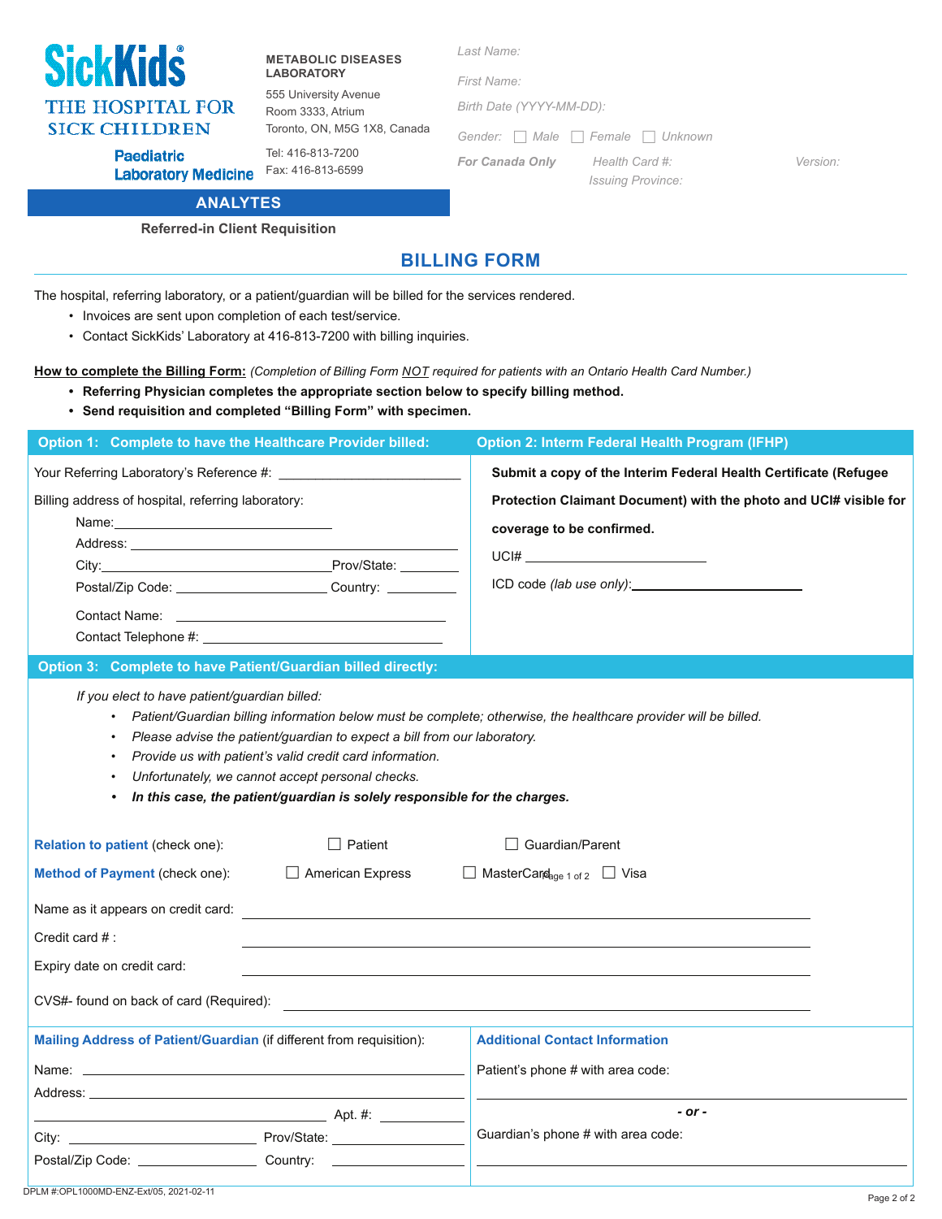**SickKids** THE HOSPITAL FOR SICK CHILDREN
Paediatric Laboratory Medicine

**METABOLIC DISEASES LABORATORY**
555 University Avenue
Room 3333, Atrium
Toronto, ON, M5G 1X8, Canada
Tel: 416-813-7200
Fax: 416-813-6599

*Last Name:*

*First Name:*

*Birth Date (YYYY-MM-DD):*

*Gender:* ☐ *Male* ☐ *Female* ☐ *Unknown*

***For Canada Only*** *Health Card #:* *Version:*
*Issuing Province:*

## ANALYTES

**Referred-in Client Requisition**

# BILLING FORM

The hospital, referring laboratory, or a patient/guardian will be billed for the services rendered.

- Invoices are sent upon completion of each test/service.
- Contact SickKids' Laboratory at 416-813-7200 with billing inquiries.

**How to complete the Billing Form:** *(Completion of Billing Form NOT required for patients with an Ontario Health Card Number.)*

- **Referring Physician completes the appropriate section below to specify billing method.**
- **Send requisition and completed "Billing Form" with specimen.**

## Option 1: Complete to have the Healthcare Provider billed:

Your Referring Laboratory's Reference #: ________________________

Billing address of hospital, referring laboratory:

Name: ________________________

Address: ________________________

City: ________________________ Prov/State: ________

Postal/Zip Code: ____________________ Country: __________

Contact Name: ________________________

Contact Telephone #: ________________________

## Option 2: Interm Federal Health Program (IFHP)

**Submit a copy of the Interim Federal Health Certificate (Refugee Protection Claimant Document) with the photo and UCI# visible for coverage to be confirmed.**

UCI# ________________________

ICD code *(lab use only)*: ________________________

## Option 3: Complete to have Patient/Guardian billed directly:

*If you elect to have patient/guardian billed:*

- *Patient/Guardian billing information below must be complete; otherwise, the healthcare provider will be billed.*
- *Please advise the patient/guardian to expect a bill from our laboratory.*
- *Provide us with patient's valid credit card information.*
- *Unfortunately, we cannot accept personal checks.*
- ***In this case, the patient/guardian is solely responsible for the charges.***

**Relation to patient** (check one): ☐ Patient ☐ Guardian/Parent

**Method of Payment** (check one): ☐ American Express ☐ MasterCard ☐ Visa

Name as it appears on credit card: ________________________

Credit card # : ________________________

Expiry date on credit card: ________________________

CVS#- found on back of card (Required): ________________________

**Mailing Address of Patient/Guardian** (if different from requisition):

Name: ________________________

Address: ________________________

________________________ Apt. #: ________

City: ________________________ Prov/State: ________

Postal/Zip Code: ________________ Country: ________

**Additional Contact Information**

Patient's phone # with area code:

________________________

***- or -***

Guardian's phone # with area code:

________________________

DPLM #:OPL1000MD-ENZ-Ext/05, 2021-02-11